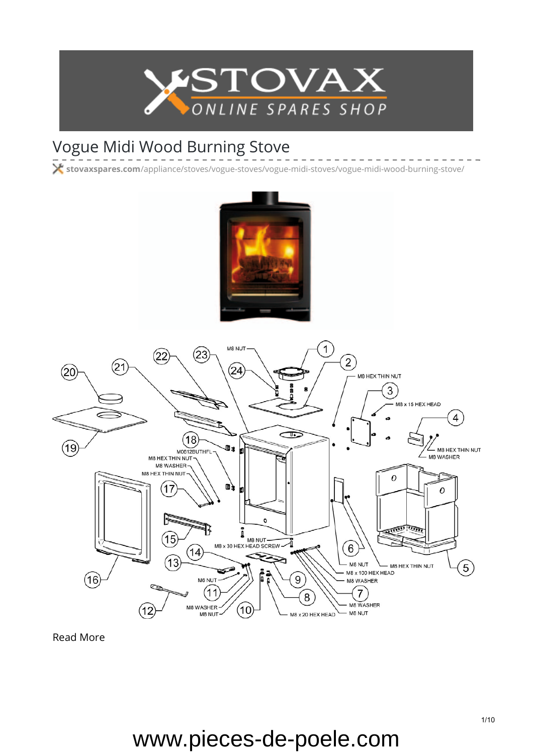# Vogue Midi Wood Burning Stove

**stovaxspares.com**/appliance/stoves/vogue-stoves/vogue-midi-stoves/vogue-midi-wood-burning-stove/

Read More

www.pieces-de-poele.com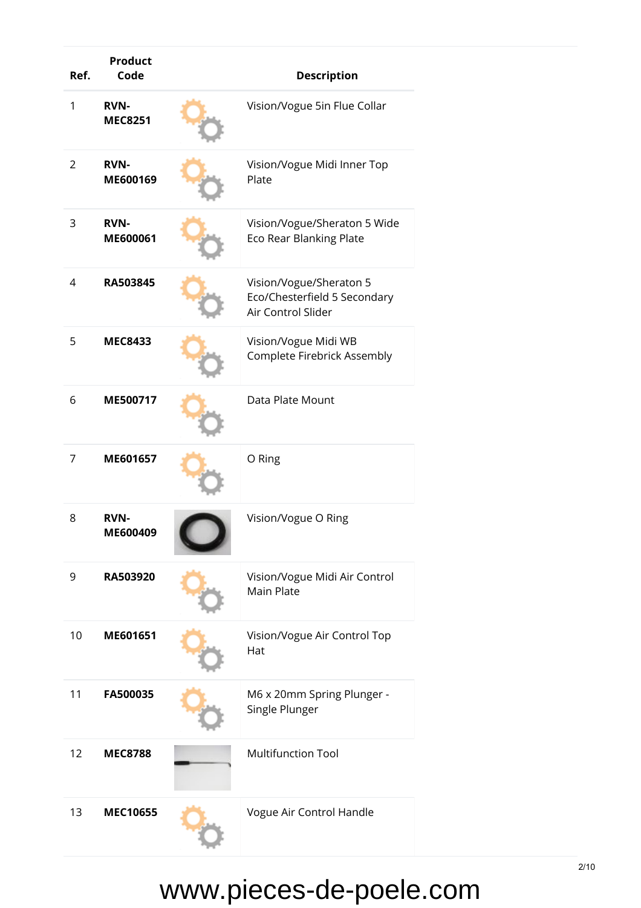| Ref. | Product Code | | Description |
|---|---|---|---|
| 1 | **RVN-MEC8251** | | Vision/Vogue 5in Flue Collar |
| 2 | **RVN-ME600169** | | Vision/Vogue Midi Inner Top Plate |
| 3 | **RVN-ME600061** | | Vision/Vogue/Sheraton 5 Wide Eco Rear Blanking Plate |
| 4 | **RA503845** | | Vision/Vogue/Sheraton 5 Eco/Chesterfield 5 Secondary Air Control Slider |
| 5 | **MEC8433** | | Vision/Vogue Midi WB Complete Firebrick Assembly |
| 6 | **ME500717** | | Data Plate Mount |
| 7 | **ME601657** | | O Ring |
| 8 | **RVN-ME600409** | | Vision/Vogue O Ring |
| 9 | **RA503920** | | Vision/Vogue Midi Air Control Main Plate |
| 10 | **ME601651** | | Vision/Vogue Air Control Top Hat |
| 11 | **FA500035** | | M6 x 20mm Spring Plunger - Single Plunger |
| 12 | **MEC8788** | | Multifunction Tool |
| 13 | **MEC10655** | | Vogue Air Control Handle |

www.pieces-de-poele.com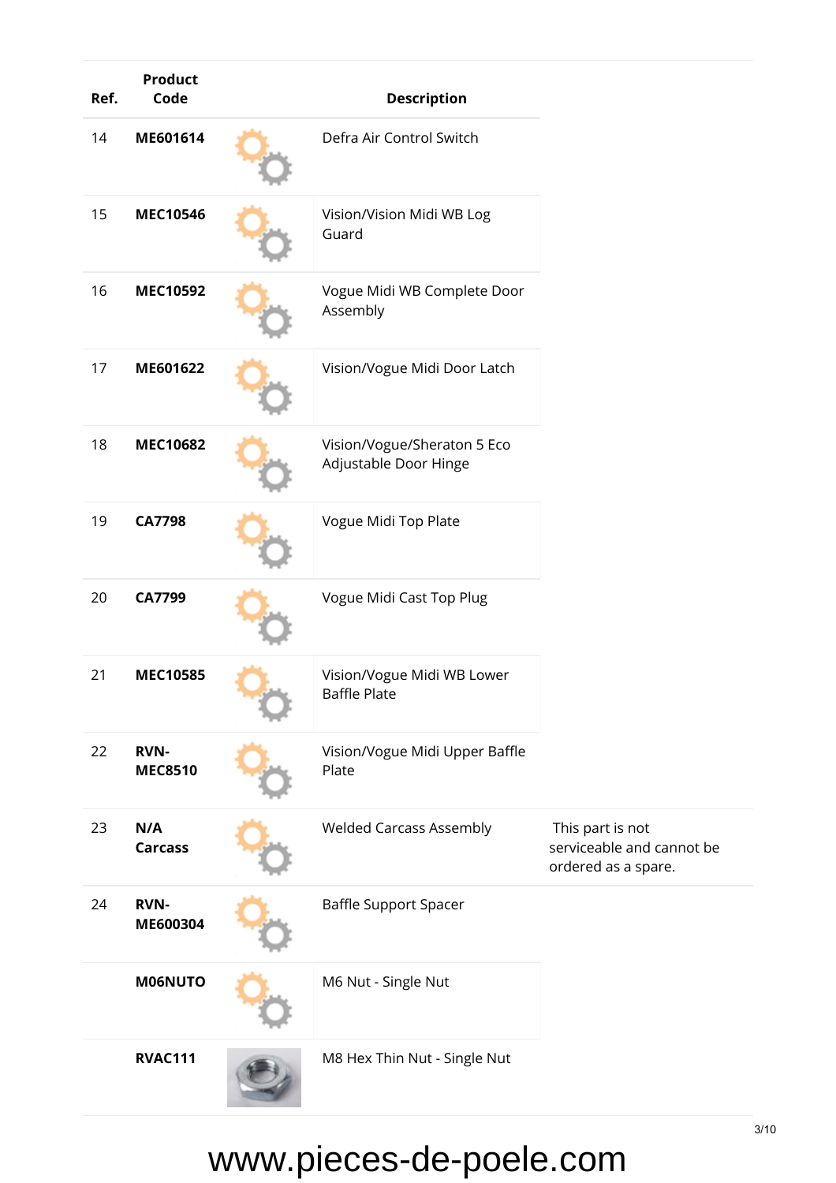| Ref. | Product Code | | Description | |
|---|---|---|---|---|
| 14 | **ME601614** | | Defra Air Control Switch | |
| 15 | **MEC10546** | | Vision/Vision Midi WB Log Guard | |
| 16 | **MEC10592** | | Vogue Midi WB Complete Door Assembly | |
| 17 | **ME601622** | | Vision/Vogue Midi Door Latch | |
| 18 | **MEC10682** | | Vision/Vogue/Sheraton 5 Eco Adjustable Door Hinge | |
| 19 | **CA7798** | | Vogue Midi Top Plate | |
| 20 | **CA7799** | | Vogue Midi Cast Top Plug | |
| 21 | **MEC10585** | | Vision/Vogue Midi WB Lower Baffle Plate | |
| 22 | **RVN-MEC8510** | | Vision/Vogue Midi Upper Baffle Plate | |
| 23 | **N/A Carcass** | | Welded Carcass Assembly | This part is not serviceable and cannot be ordered as a spare. |
| 24 | **RVN-ME600304** | | Baffle Support Spacer | |
| | **M06NUTO** | | M6 Nut - Single Nut | |
| | **RVAC111** | | M8 Hex Thin Nut - Single Nut | |

www.pieces-de-poele.com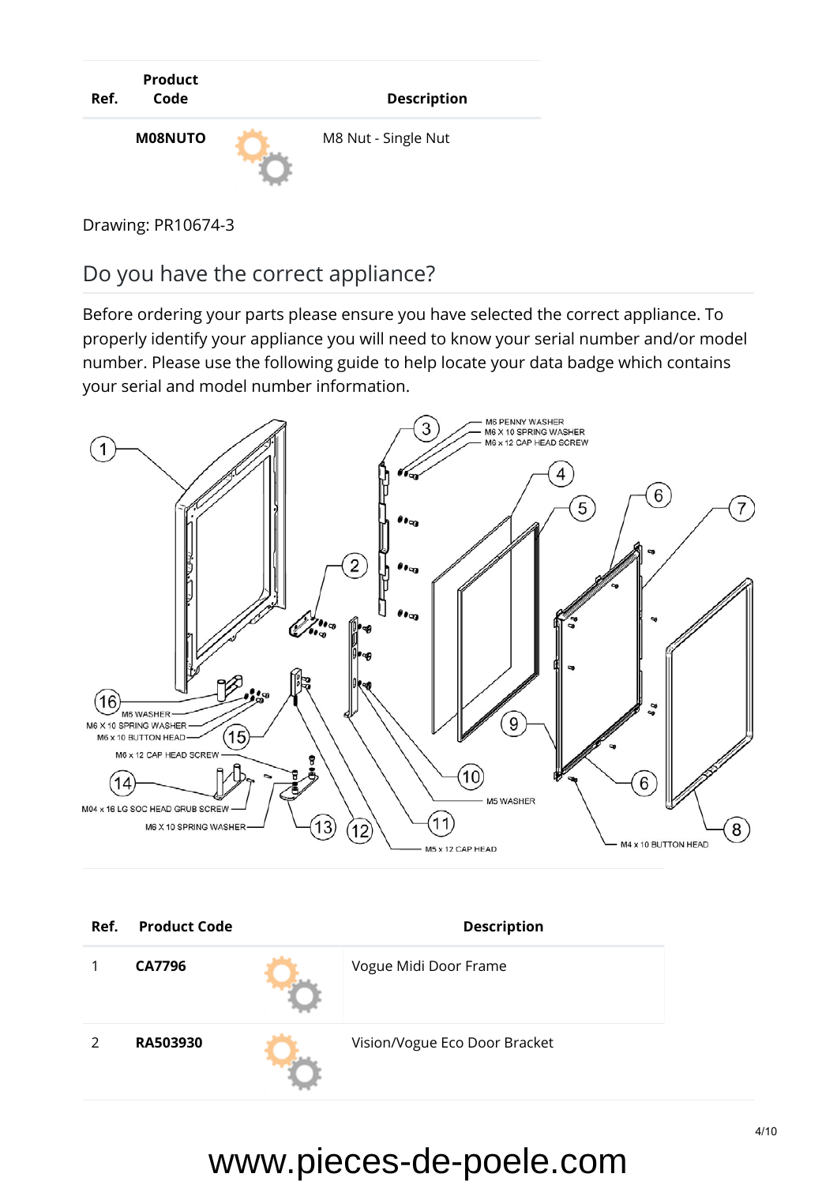| Ref. | Product Code | | Description |
|---|---|---|---|
| | **M08NUTO** | | M8 Nut - Single Nut |

Drawing: PR10674-3

## Do you have the correct appliance?

Before ordering your parts please ensure you have selected the correct appliance. To properly identify your appliance you will need to know your serial number and/or model number. Please use the following guide to help locate your data badge which contains your serial and model number information.

| Ref. | Product Code | | Description |
|---|---|---|---|
| 1 | **CA7796** | | Vogue Midi Door Frame |
| 2 | **RA503930** | | Vision/Vogue Eco Door Bracket |

www.pieces-de-poele.com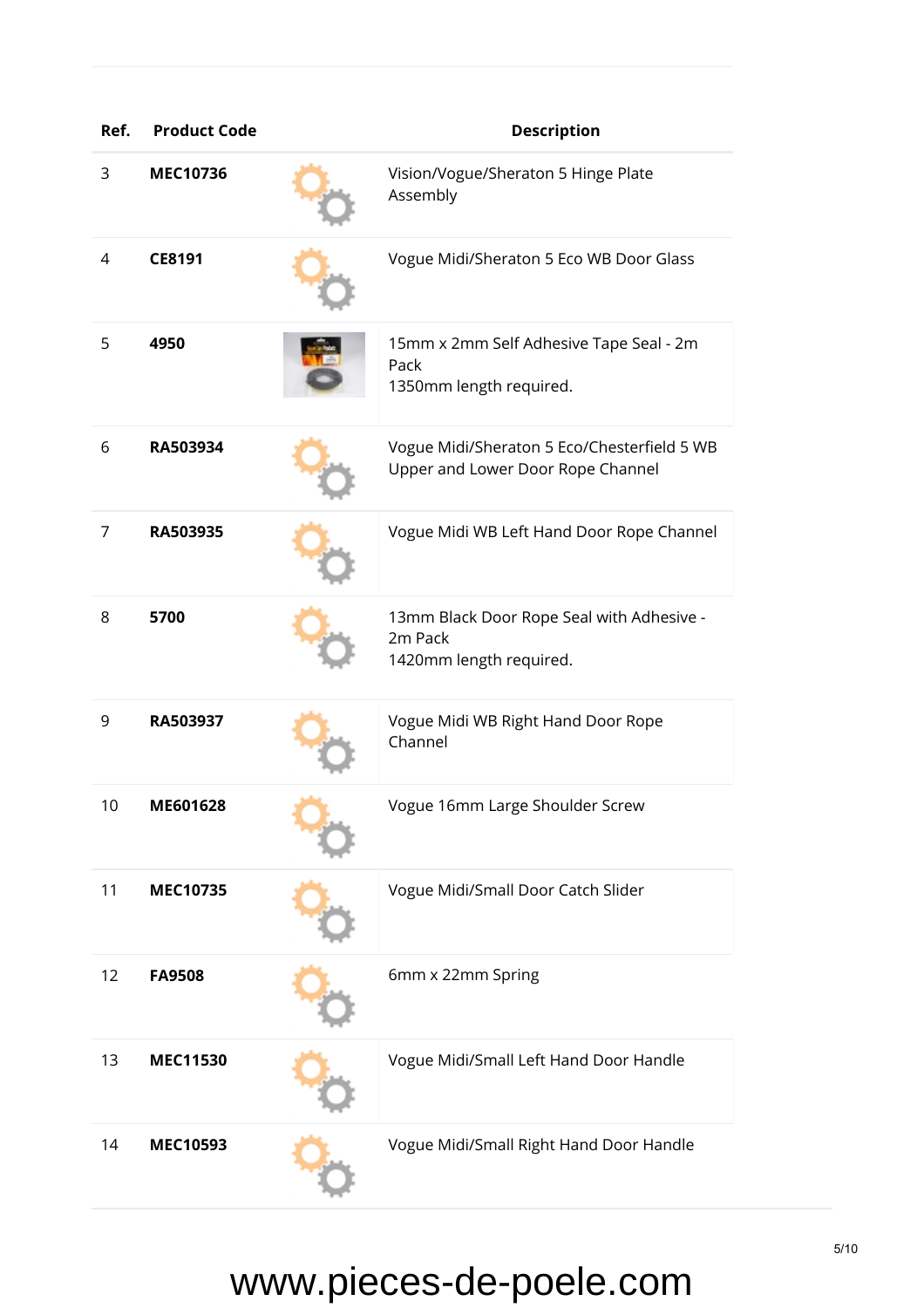| Ref. | Product Code | | Description |
|---|---|---|---|
| 3 | **MEC10736** | | Vision/Vogue/Sheraton 5 Hinge Plate Assembly |
| 4 | **CE8191** | | Vogue Midi/Sheraton 5 Eco WB Door Glass |
| 5 | **4950** | | 15mm x 2mm Self Adhesive Tape Seal - 2m Pack<br>1350mm length required. |
| 6 | **RA503934** | | Vogue Midi/Sheraton 5 Eco/Chesterfield 5 WB Upper and Lower Door Rope Channel |
| 7 | **RA503935** | | Vogue Midi WB Left Hand Door Rope Channel |
| 8 | **5700** | | 13mm Black Door Rope Seal with Adhesive - 2m Pack<br>1420mm length required. |
| 9 | **RA503937** | | Vogue Midi WB Right Hand Door Rope Channel |
| 10 | **ME601628** | | Vogue 16mm Large Shoulder Screw |
| 11 | **MEC10735** | | Vogue Midi/Small Door Catch Slider |
| 12 | **FA9508** | | 6mm x 22mm Spring |
| 13 | **MEC11530** | | Vogue Midi/Small Left Hand Door Handle |
| 14 | **MEC10593** | | Vogue Midi/Small Right Hand Door Handle |

www.pieces-de-poele.com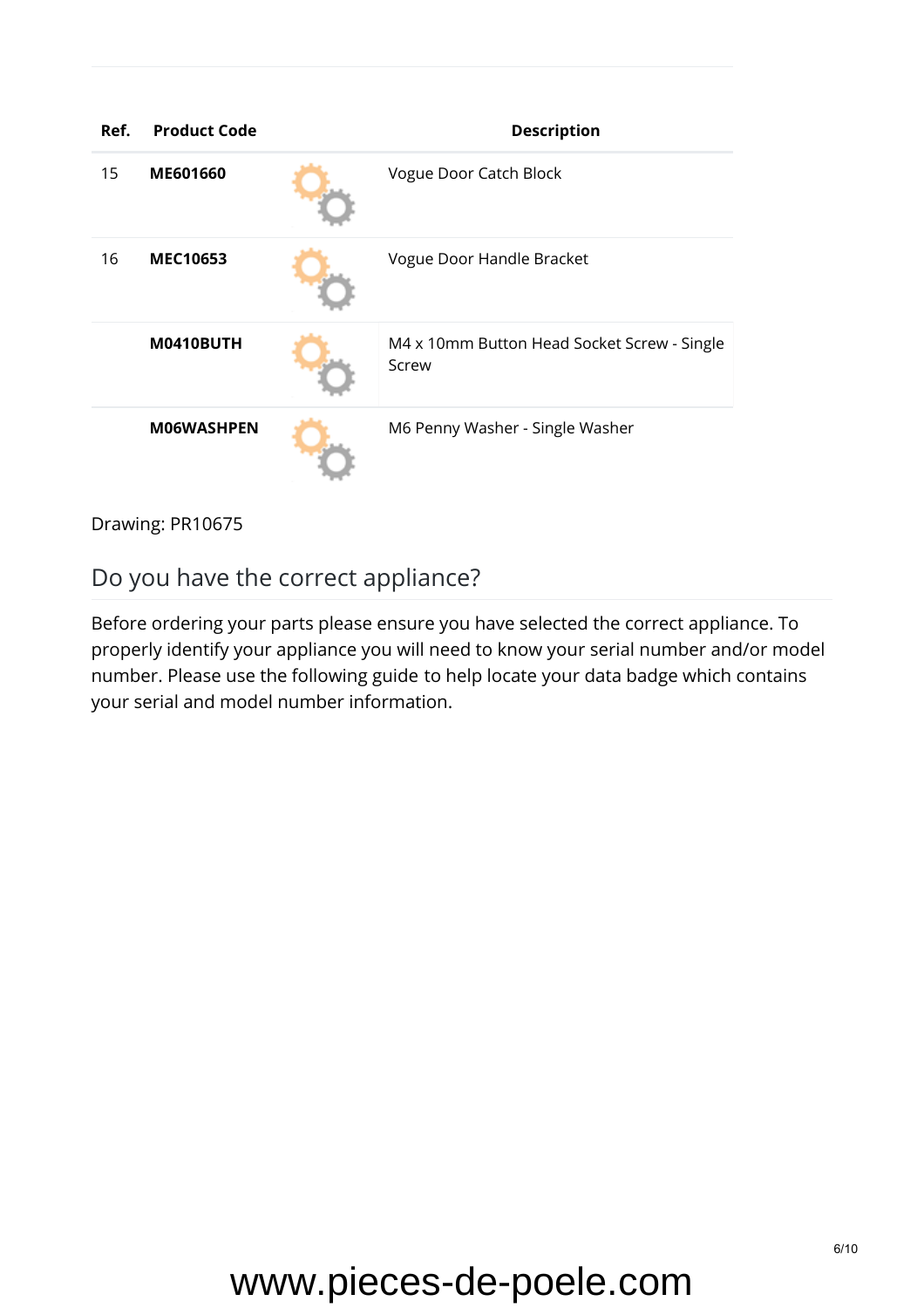| Ref. | Product Code | | Description |
|---|---|---|---|
| 15 | **ME601660** | | Vogue Door Catch Block |
| 16 | **MEC10653** | | Vogue Door Handle Bracket |
| | **M0410BUTH** | | M4 x 10mm Button Head Socket Screw - Single Screw |
| | **M06WASHPEN** | | M6 Penny Washer - Single Washer |

Drawing: PR10675

## Do you have the correct appliance?

Before ordering your parts please ensure you have selected the correct appliance. To properly identify your appliance you will need to know your serial number and/or model number. Please use the following guide to help locate your data badge which contains your serial and model number information.

www.pieces-de-poele.com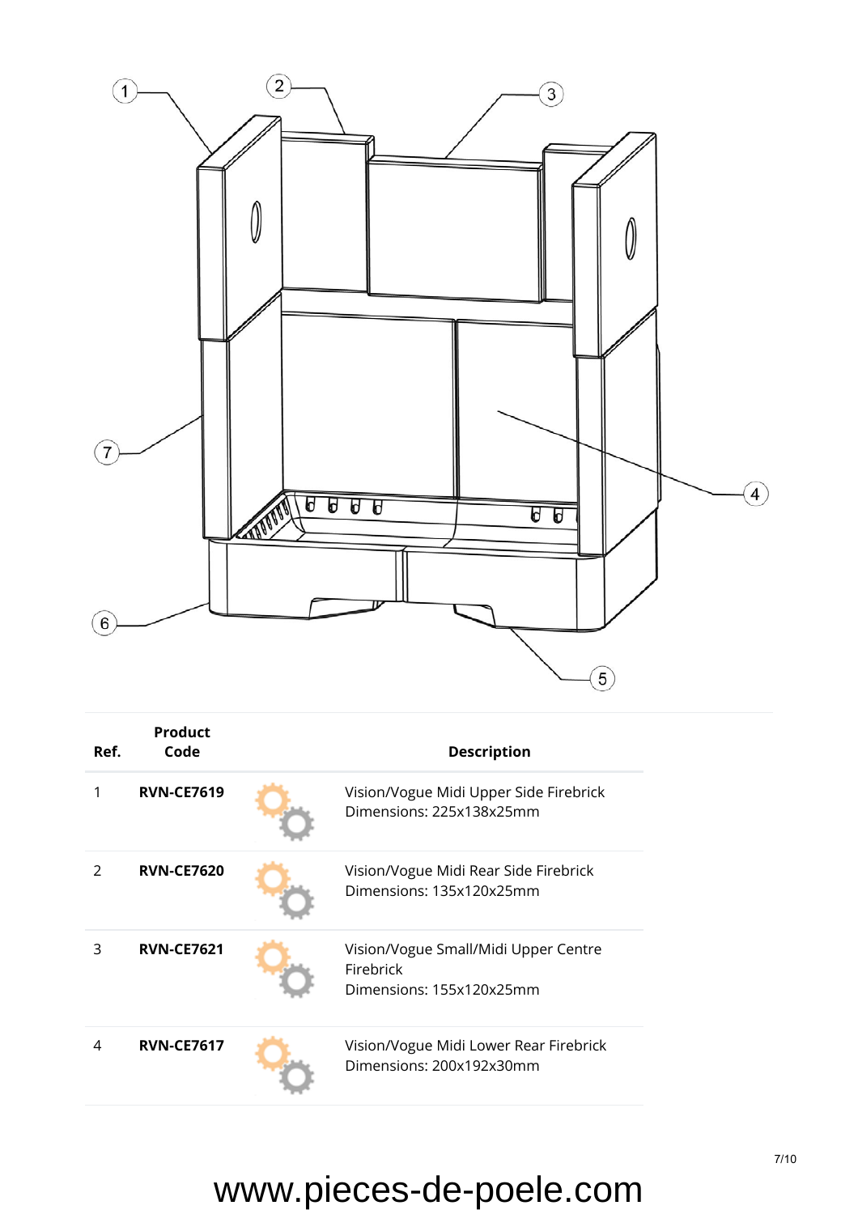| Ref. | Product Code | | Description |
|---|---|---|---|
| 1 | **RVN-CE7619** | | Vision/Vogue Midi Upper Side Firebrick<br>Dimensions: 225x138x25mm |
| 2 | **RVN-CE7620** | | Vision/Vogue Midi Rear Side Firebrick<br>Dimensions: 135x120x25mm |
| 3 | **RVN-CE7621** | | Vision/Vogue Small/Midi Upper Centre Firebrick<br>Dimensions: 155x120x25mm |
| 4 | **RVN-CE7617** | | Vision/Vogue Midi Lower Rear Firebrick<br>Dimensions: 200x192x30mm |

www.pieces-de-poele.com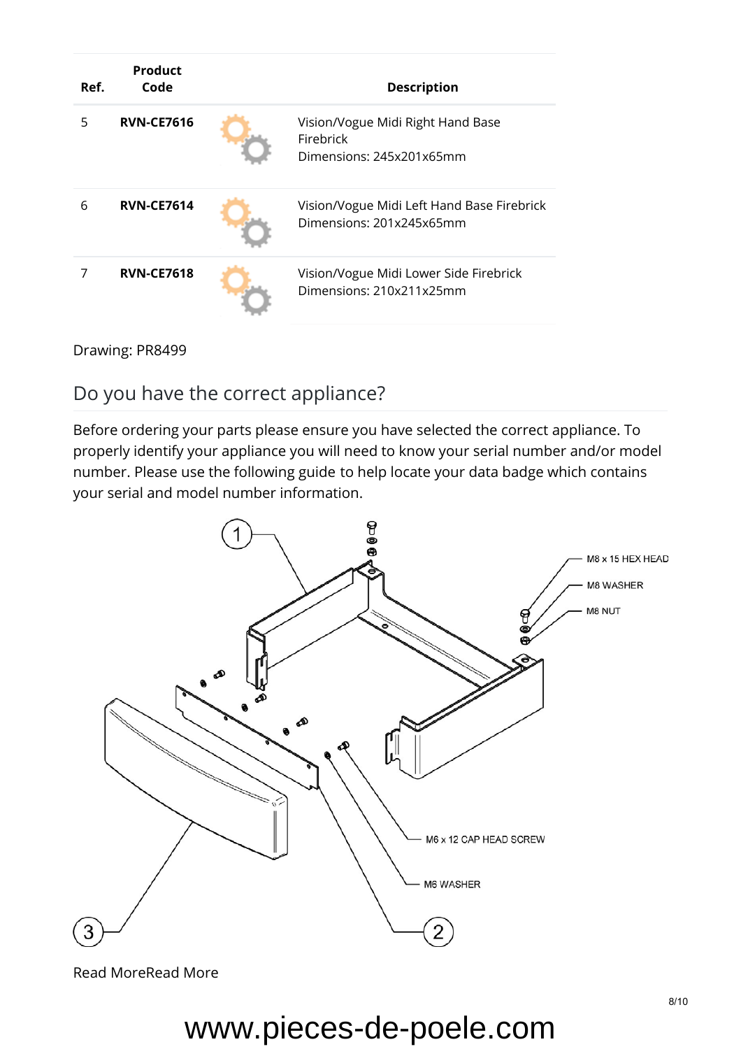| Ref. | Product Code | | Description |
|---|---|---|---|
| 5 | **RVN-CE7616** | | Vision/Vogue Midi Right Hand Base Firebrick<br>Dimensions: 245x201x65mm |
| 6 | **RVN-CE7614** | | Vision/Vogue Midi Left Hand Base Firebrick<br>Dimensions: 201x245x65mm |
| 7 | **RVN-CE7618** | | Vision/Vogue Midi Lower Side Firebrick<br>Dimensions: 210x211x25mm |

Drawing: PR8499

## Do you have the correct appliance?

Before ordering your parts please ensure you have selected the correct appliance. To properly identify your appliance you will need to know your serial number and/or model number. Please use the following guide to help locate your data badge which contains your serial and model number information.

1

M8 x 15 HEX HEAD

M8 WASHER

M8 NUT

M6 x 12 CAP HEAD SCREW

M6 WASHER

3

2

Read MoreRead More

www.pieces-de-poele.com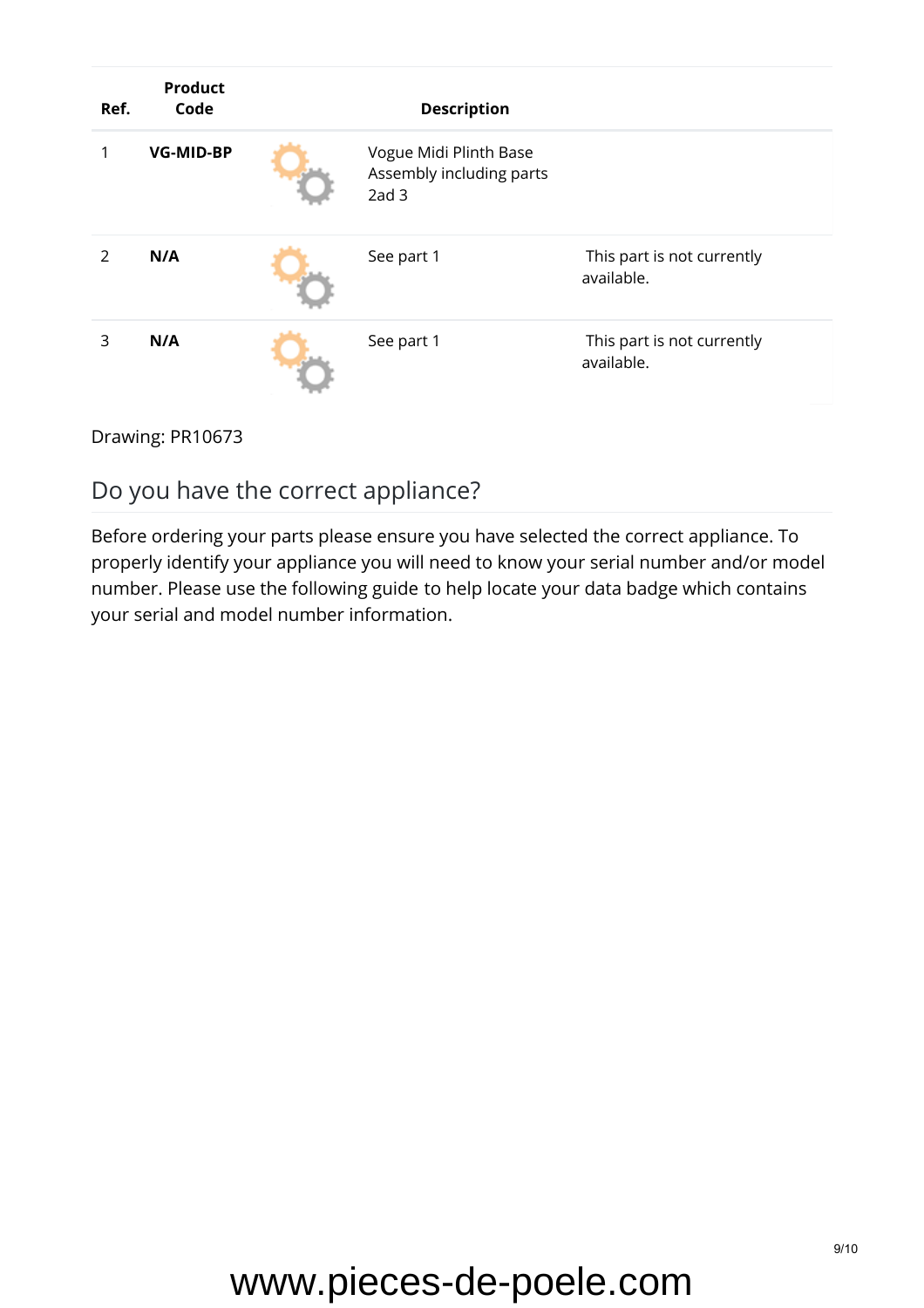| Ref. | Product Code | | Description | |
|---|---|---|---|---|
| 1 | **VG-MID-BP** | | Vogue Midi Plinth Base Assembly including parts 2ad 3 | |
| 2 | **N/A** | | See part 1 | This part is not currently available. |
| 3 | **N/A** | | See part 1 | This part is not currently available. |

Drawing: PR10673

## Do you have the correct appliance?

Before ordering your parts please ensure you have selected the correct appliance. To properly identify your appliance you will need to know your serial number and/or model number. Please use the following guide to help locate your data badge which contains your serial and model number information.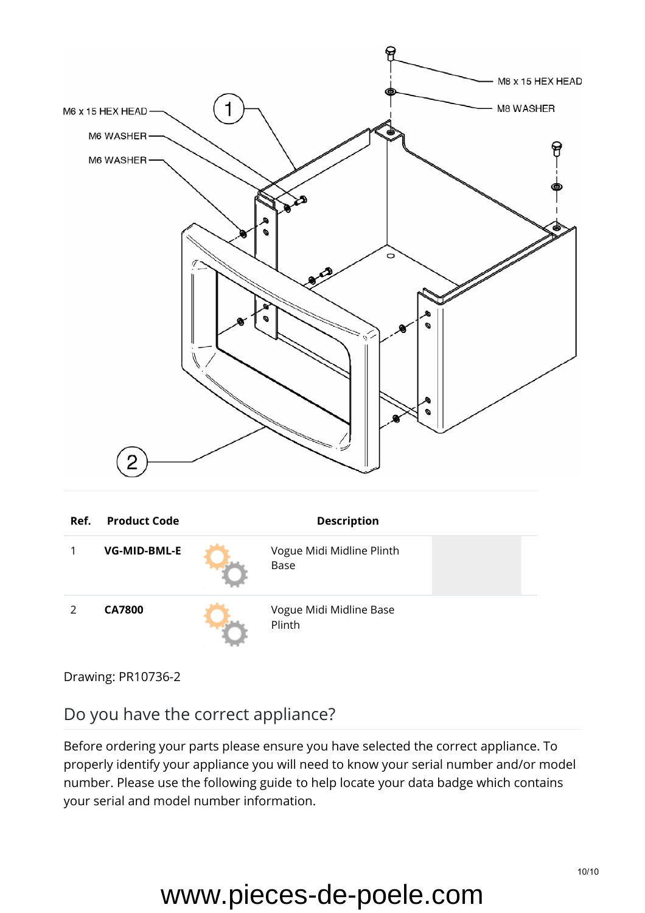M8 x 15 HEX HEAD

M8 WASHER

M6 x 15 HEX HEAD

M6 WASHER

M6 WASHER

1

2

| Ref. | Product Code | | Description |
|---|---|---|---|
| 1 | **VG-MID-BML-E** | | Vogue Midi Midline Plinth Base |
| 2 | **CA7800** | | Vogue Midi Midline Base Plinth |

Drawing: PR10736-2

## Do you have the correct appliance?

Before ordering your parts please ensure you have selected the correct appliance. To properly identify your appliance you will need to know your serial number and/or model number. Please use the following guide to help locate your data badge which contains your serial and model number information.

www.pieces-de-poele.com